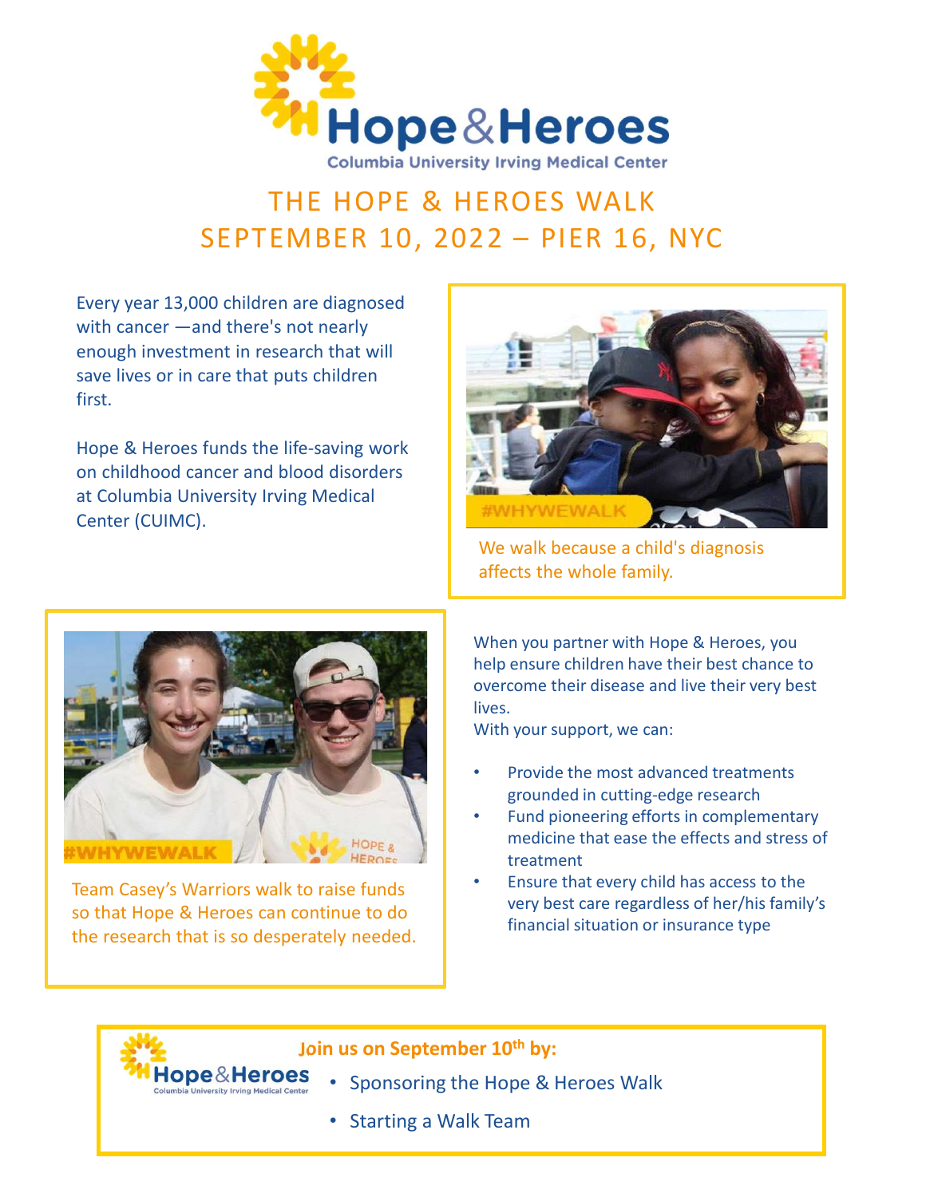# THE HOPE & HEROES WALK

## SEPTEMBER 10, 2022 – PIER 16, NYC

Every year 13,000 children are diagnosed with cancer —and there's not nearly enough investment in research that will save lives or in care that puts children first.

Hope & Heroes funds the life-saving work on childhood cancer and blood disorders at Columbia University Irving Medical Center (CUIMC).

We walk because a child's diagnosis affects the whole family.

Team Casey's Warriors walk to raise funds so that Hope & Heroes can continue to do the research that is so desperately needed.

When you partner with Hope & Heroes, you help ensure children have their best chance to overcome their disease and live their very best lives.
With your support, we can:

- Provide the most advanced treatments grounded in cutting-edge research
- Fund pioneering efforts in complementary medicine that ease the effects and stress of treatment
- Ensure that every child has access to the very best care regardless of her/his family's financial situation or insurance type

**Join us on September 10th by:**

- Sponsoring the Hope & Heroes Walk
- Starting a Walk Team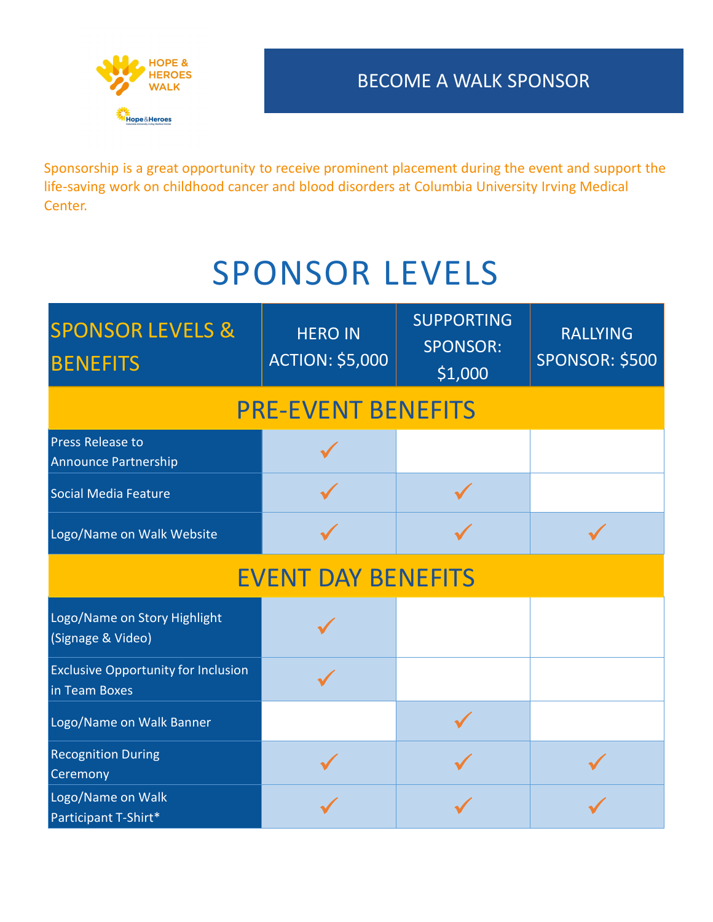# BECOME A WALK SPONSOR

Sponsorship is a great opportunity to receive prominent placement during the event and support the life-saving work on childhood cancer and blood disorders at Columbia University Irving Medical Center.

## SPONSOR LEVELS

| SPONSOR LEVELS & BENEFITS | HERO IN ACTION: $5,000 | SUPPORTING SPONSOR: $1,000 | RALLYING SPONSOR: $500 |
|---|---|---|---|
| **PRE-EVENT BENEFITS** | | | |
| Press Release to Announce Partnership | ✓ | | |
| Social Media Feature | ✓ | ✓ | |
| Logo/Name on Walk Website | ✓ | ✓ | ✓ |
| **EVENT DAY BENEFITS** | | | |
| Logo/Name on Story Highlight (Signage & Video) | ✓ | | |
| Exclusive Opportunity for Inclusion in Team Boxes | ✓ | | |
| Logo/Name on Walk Banner | | ✓ | |
| Recognition During Ceremony | ✓ | ✓ | ✓ |
| Logo/Name on Walk Participant T-Shirt* | ✓ | ✓ | ✓ |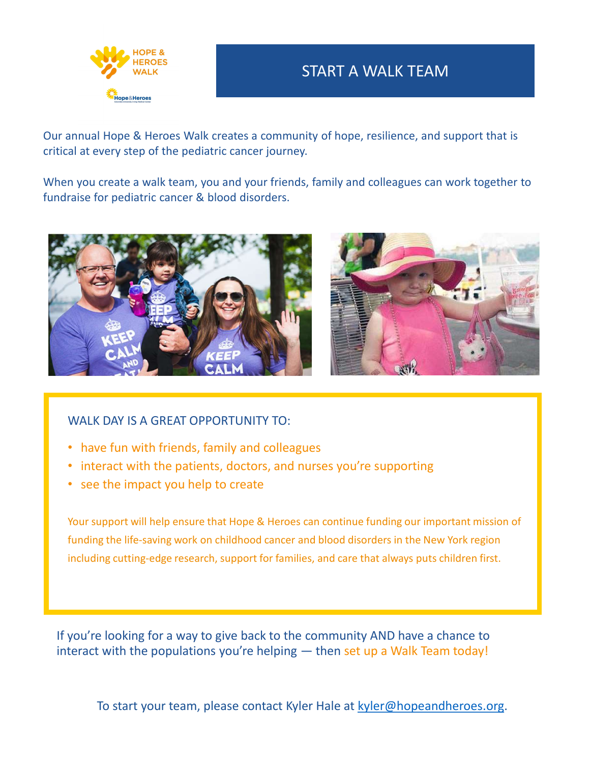HOPE & HEROES WALK

Hope&Heroes

# START A WALK TEAM

Our annual Hope & Heroes Walk creates a community of hope, resilience, and support that is critical at every step of the pediatric cancer journey.

When you create a walk team, you and your friends, family and colleagues can work together to fundraise for pediatric cancer & blood disorders.

WALK DAY IS A GREAT OPPORTUNITY TO:

- have fun with friends, family and colleagues
- interact with the patients, doctors, and nurses you're supporting
- see the impact you help to create

Your support will help ensure that Hope & Heroes can continue funding our important mission of funding the life-saving work on childhood cancer and blood disorders in the New York region including cutting-edge research, support for families, and care that always puts children first.

If you're looking for a way to give back to the community AND have a chance to interact with the populations you're helping — then set up a Walk Team today!

To start your team, please contact Kyler Hale at kyler@hopeandheroes.org.